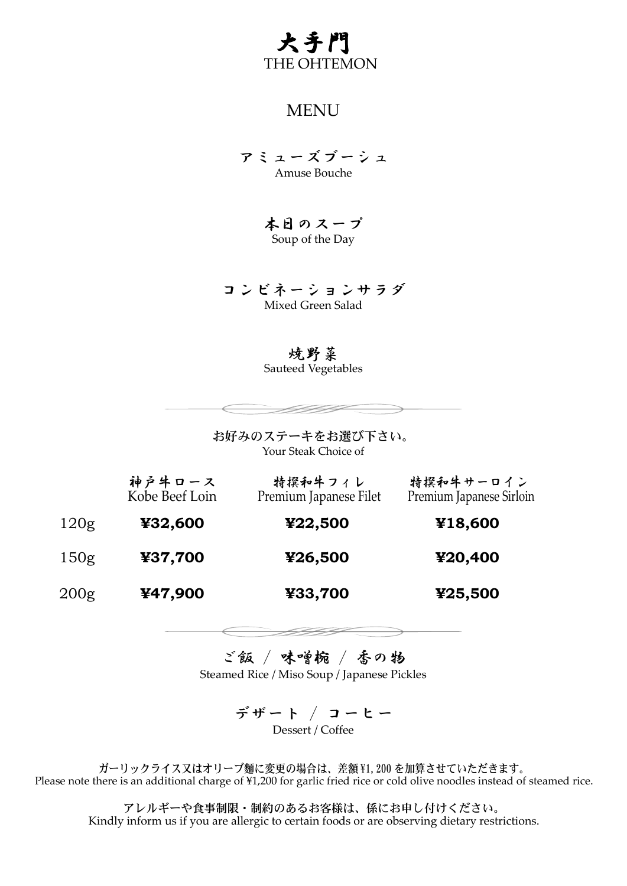# 大手門
THE OHTEMON

## MENU

**アミューズブーシュ**
Amuse Bouche

**本日のスープ**
Soup of the Day

**コンビネーションサラダ**
Mixed Green Salad

**焼野菜**
Sauteed Vegetables

---

**お好みのステーキをお選び下さい。**
Your Steak Choice of

| | 神戸牛ロース<br>Kobe Beef Loin | 特撰和牛フィレ<br>Premium Japanese Filet | 特撰和牛サーロイン<br>Premium Japanese Sirloin |
|---|---|---|---|
| 120g | **¥32,600** | **¥22,500** | **¥18,600** |
| 150g | **¥37,700** | **¥26,500** | **¥20,400** |
| 200g | **¥47,900** | **¥33,700** | **¥25,500** |

---

**ご飯 / 味噌椀 / 香の物**
Steamed Rice / Miso Soup / Japanese Pickles

**デザート / コーヒー**
Dessert / Coffee

ガーリックライス又はオリーブ麺に変更の場合は、差額¥1,200を加算させていただきます。
Please note there is an additional charge of ¥1,200 for garlic fried rice or cold olive noodles instead of steamed rice.

アレルギーや食事制限・制約のあるお客様は、係にお申し付けください。
Kindly inform us if you are allergic to certain foods or are observing dietary restrictions.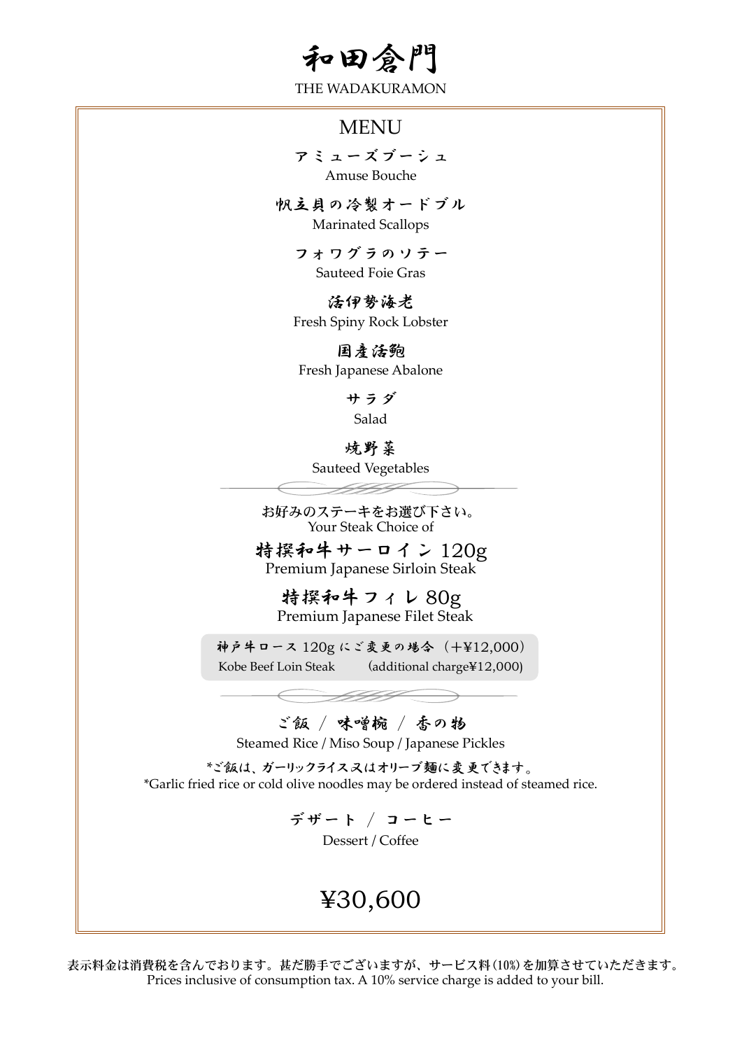# 和田倉門

THE WADAKURAMON

## MENU

アミューズブーシュ
Amuse Bouche

帆立貝の冷製オードブル
Marinated Scallops

フォワグラのソテー
Sauteed Foie Gras

活伊勢海老
Fresh Spiny Rock Lobster

国産活鮑
Fresh Japanese Abalone

サラダ
Salad

焼野菜
Sauteed Vegetables

お好みのステーキをお選び下さい。
Your Steak Choice of

**特撰和牛サーロイン 120g**
Premium Japanese Sirloin Steak

**特撰和牛フィレ 80g**
Premium Japanese Filet Steak

神戸牛ロース 120g にご変更の場合（+¥12,000）
Kobe Beef Loin Steak (additional charge¥12,000)

ご飯 / 味噌椀 / 香の物
Steamed Rice / Miso Soup / Japanese Pickles

*ご飯は、ガーリックライス又はオリーブ麺に変更できます。
*Garlic fried rice or cold olive noodles may be ordered instead of steamed rice.

デザート / コーヒー
Dessert / Coffee

## ¥30,600

表示料金は消費税を含んでおります。甚だ勝手でございますが、サービス料（10%）を加算させていただきます。
Prices inclusive of consumption tax. A 10% service charge is added to your bill.